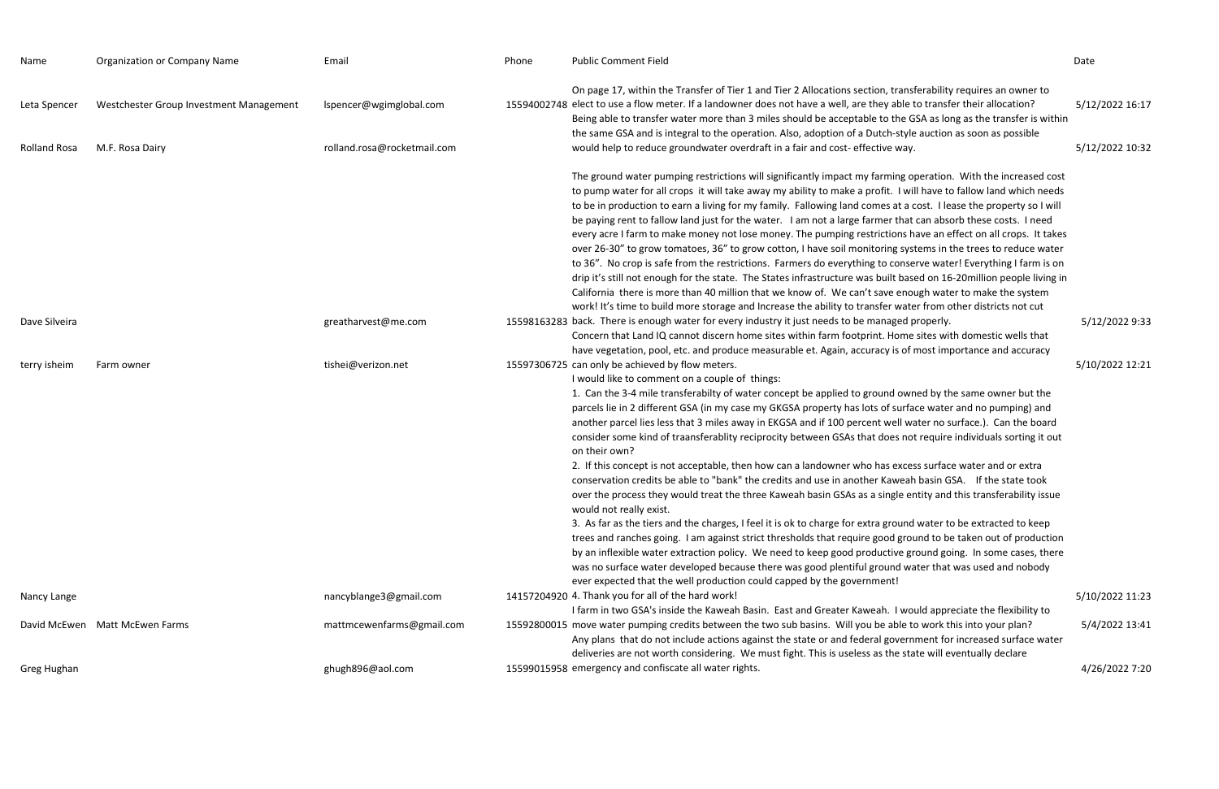| Name | Organization or Company Name | Email | Phone | Public Comment Field | Date |
|---|---|---|---|---|---|
| Leta Spencer | Westchester Group Investment Management | lspencer@wgimglobal.com | 15594002748 | On page 17, within the Transfer of Tier 1 and Tier 2 Allocations section, transferability requires an owner to elect to use a flow meter. If a landowner does not have a well, are they able to transfer their allocation? | 5/12/2022 16:17 |
| Rolland Rosa | M.F. Rosa Dairy | rolland.rosa@rocketmail.com | | Being able to transfer water more than 3 miles should be acceptable to the GSA as long as the transfer is within the same GSA and is integral to the operation. Also, adoption of a Dutch-style auction as soon as possible would help to reduce groundwater overdraft in a fair and cost- effective way. | 5/12/2022 10:32 |
| Dave Silveira | | greatharvest@me.com | 15598163283 | The ground water pumping restrictions will significantly impact my farming operation. With the increased cost to pump water for all crops it will take away my ability to make a profit. I will have to fallow land which needs to be in production to earn a living for my family. Fallowing land comes at a cost. I lease the property so I will be paying rent to fallow land just for the water. I am not a large farmer that can absorb these costs. I need every acre I farm to make money not lose money. The pumping restrictions have an effect on all crops. It takes over 26-30" to grow tomatoes, 36" to grow cotton, I have soil monitoring systems in the trees to reduce water to 36". No crop is safe from the restrictions. Farmers do everything to conserve water! Everything I farm is on drip it's still not enough for the state. The States infrastructure was built based on 16-20million people living in California there is more than 40 million that we know of. We can't save enough water to make the system work! It's time to build more storage and Increase the ability to transfer water from other districts not cut back. There is enough water for every industry it just needs to be managed properly. | 5/12/2022 9:33 |
| terry isheim | Farm owner | tishei@verizon.net | 15597306725 | Concern that Land IQ cannot discern home sites within farm footprint. Home sites with domestic wells that have vegetation, pool, etc. and produce measurable et. Again, accuracy is of most importance and accuracy can only be achieved by flow meters. | 5/10/2022 12:21 |
| Nancy Lange | | nancyblange3@gmail.com | 14157204920 | I would like to comment on a couple of things:<br>1. Can the 3-4 mile transferabilty of water concept be applied to ground owned by the same owner but the parcels lie in 2 different GSA (in my case my GKGSA property has lots of surface water and no pumping) and another parcel lies less that 3 miles away in EKGSA and if 100 percent well water no surface.). Can the board consider some kind of traansferablity reciprocity between GSAs that does not require individuals sorting it out on their own?<br>2. If this concept is not acceptable, then how can a landowner who has excess surface water and or extra conservation credits be able to "bank" the credits and use in another Kaweah basin GSA. If the state took over the process they would treat the three Kaweah basin GSAs as a single entity and this transferability issue would not really exist.<br>3. As far as the tiers and the charges, I feel it is ok to charge for extra ground water to be extracted to keep trees and ranches going. I am against strict thresholds that require good ground to be taken out of production by an inflexible water extraction policy. We need to keep good productive ground going. In some cases, there was no surface water developed because there was good plentiful ground water that was used and nobody ever expected that the well production could capped by the government!<br>4. Thank you for all of the hard work! | 5/10/2022 11:23 |
| David McEwen | Matt McEwen Farms | mattmcewenfarms@gmail.com | 15592800015 | I farm in two GSA's inside the Kaweah Basin. East and Greater Kaweah. I would appreciate the flexibility to move water pumping credits between the two sub basins. Will you be able to work this into your plan? | 5/4/2022 13:41 |
| Greg Hughan | | ghugh896@aol.com | 15599015958 | Any plans that do not include actions against the state or and federal government for increased surface water deliveries are not worth considering. We must fight. This is useless as the state will eventually declare emergency and confiscate all water rights. | 4/26/2022 7:20 |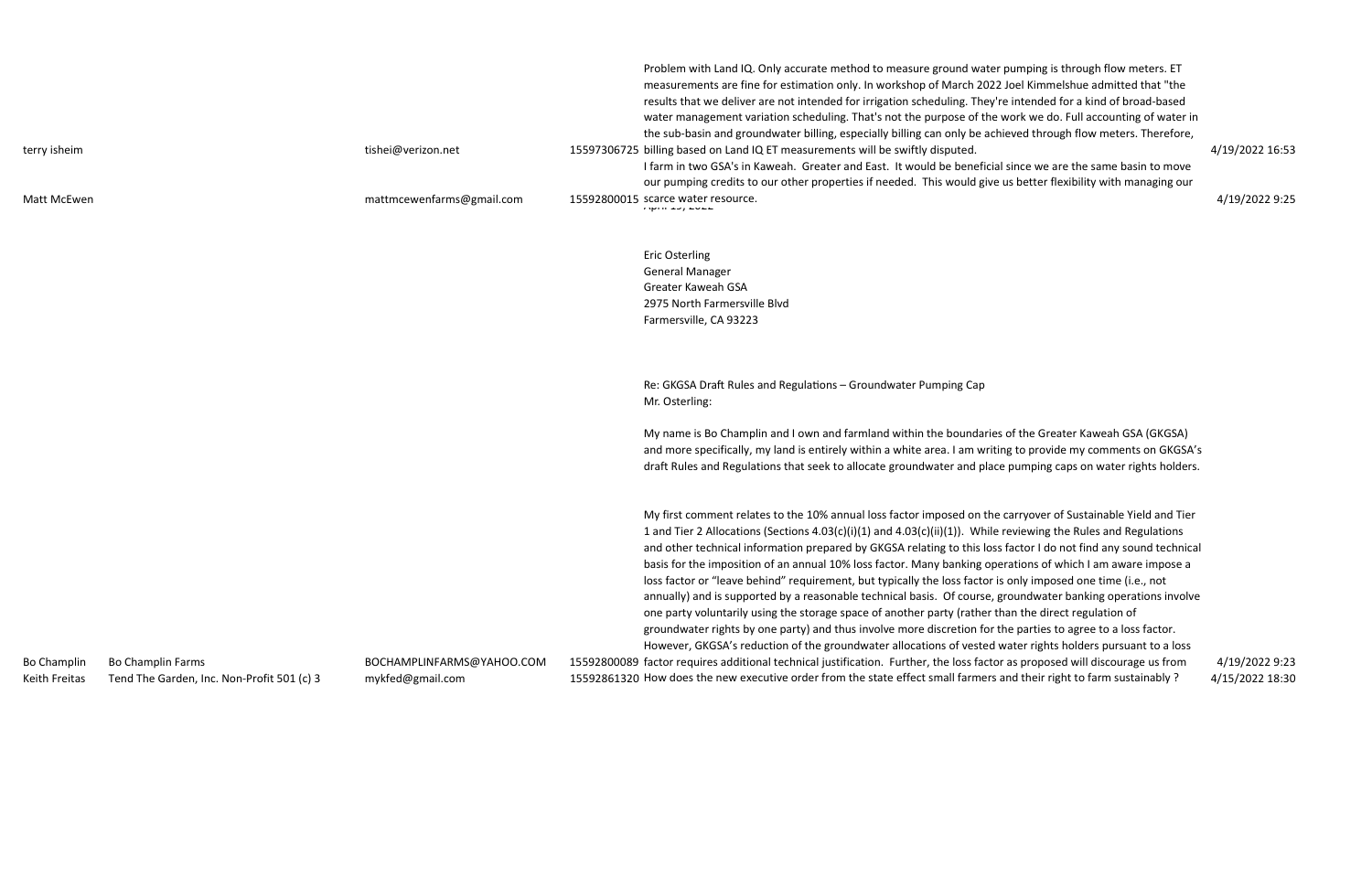| | | | | | |
|---|---|---|---|---|---|
| terry isheim | | tishei@verizon.net | 15597306725 | Problem with Land IQ. Only accurate method to measure ground water pumping is through flow meters. ET measurements are fine for estimation only. In workshop of March 2022 Joel Kimmelshue admitted that "the results that we deliver are not intended for irrigation scheduling. They're intended for a kind of broad-based water management variation scheduling. That's not the purpose of the work we do. Full accounting of water in the sub-basin and groundwater billing, especially billing can only be achieved through flow meters. Therefore, billing based on Land IQ ET measurements will be swiftly disputed. | 4/19/2022 16:53 |
| Matt McEwen | | mattmcewenfarms@gmail.com | 15592800015 | I farm in two GSA's in Kaweah. Greater and East. It would be beneficial since we are the same basin to move our pumping credits to our other properties if needed. This would give us better flexibility with managing our scarce water resource. | 4/19/2022 9:25 |
| Bo Champlin | Bo Champlin Farms | BOCHAMPLINFARMS@YAHOO.COM | 15592800089 | April 19, 2022<br><br>Eric Osterling<br>General Manager<br>Greater Kaweah GSA<br>2975 North Farmersville Blvd<br>Farmersville, CA 93223<br><br>Re: GKGSA Draft Rules and Regulations – Groundwater Pumping Cap<br>Mr. Osterling:<br><br>My name is Bo Champlin and I own and farmland within the boundaries of the Greater Kaweah GSA (GKGSA) and more specifically, my land is entirely within a white area. I am writing to provide my comments on GKGSA's draft Rules and Regulations that seek to allocate groundwater and place pumping caps on water rights holders.<br><br>My first comment relates to the 10% annual loss factor imposed on the carryover of Sustainable Yield and Tier 1 and Tier 2 Allocations (Sections 4.03(c)(i)(1) and 4.03(c)(ii)(1)). While reviewing the Rules and Regulations and other technical information prepared by GKGSA relating to this loss factor I do not find any sound technical basis for the imposition of an annual 10% loss factor. Many banking operations of which I am aware impose a loss factor or "leave behind" requirement, but typically the loss factor is only imposed one time (i.e., not annually) and is supported by a reasonable technical basis. Of course, groundwater banking operations involve one party voluntarily using the storage space of another party (rather than the direct regulation of groundwater rights by one party) and thus involve more discretion for the parties to agree to a loss factor. However, GKGSA's reduction of the groundwater allocations of vested water rights holders pursuant to a loss factor requires additional technical justification. Further, the loss factor as proposed will discourage us from | 4/19/2022 9:23 |
| Keith Freitas | Tend The Garden, Inc. Non-Profit 501 (c) 3 | mykfed@gmail.com | 15592861320 | How does the new executive order from the state effect small farmers and their right to farm sustainably ? | 4/15/2022 18:30 |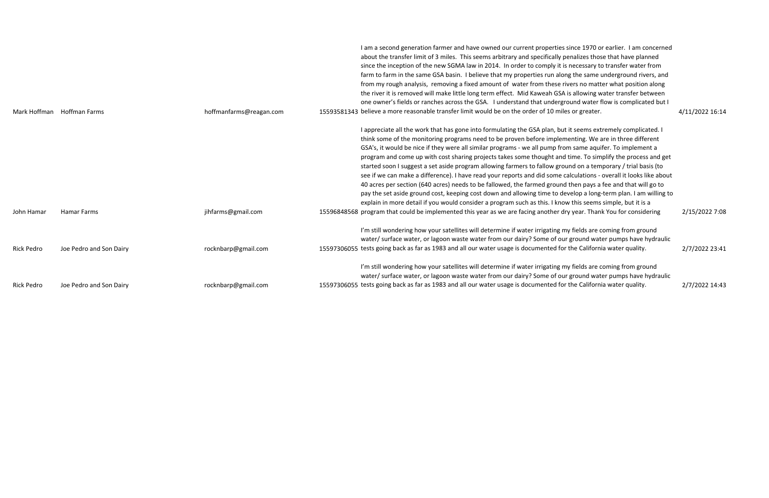| | | | | | |
|---|---|---|---|---|---|
| Mark Hoffman | Hoffman Farms | hoffmanfarms@reagan.com | 15593581343 | I am a second generation farmer and have owned our current properties since 1970 or earlier. I am concerned about the transfer limit of 3 miles. This seems arbitrary and specifically penalizes those that have planned since the inception of the new SGMA law in 2014. In order to comply it is necessary to transfer water from farm to farm in the same GSA basin. I believe that my properties run along the same underground rivers, and from my rough analysis, removing a fixed amount of water from these rivers no matter what position along the river it is removed will make little long term effect. Mid Kaweah GSA is allowing water transfer between one owner's fields or ranches across the GSA. I understand that underground water flow is complicated but I believe a more reasonable transfer limit would be on the order of 10 miles or greater. | 4/11/2022 16:14 |
| John Hamar | Hamar Farms | jihfarms@gmail.com | 15596848568 | I appreciate all the work that has gone into formulating the GSA plan, but it seems extremely complicated. I think some of the monitoring programs need to be proven before implementing. We are in three different GSA's, it would be nice if they were all similar programs - we all pump from same aquifer. To implement a program and come up with cost sharing projects takes some thought and time. To simplify the process and get started soon I suggest a set aside program allowing farmers to fallow ground on a temporary / trial basis (to see if we can make a difference). I have read your reports and did some calculations - overall it looks like about 40 acres per section (640 acres) needs to be fallowed, the farmed ground then pays a fee and that will go to pay the set aside ground cost, keeping cost down and allowing time to develop a long-term plan. I am willing to explain in more detail if you would consider a program such as this. I know this seems simple, but it is a program that could be implemented this year as we are facing another dry year. Thank You for considering | 2/15/2022 7:08 |
| Rick Pedro | Joe Pedro and Son Dairy | rocknbarp@gmail.com | 15597306055 | I'm still wondering how your satellites will determine if water irrigating my fields are coming from ground water/ surface water, or lagoon waste water from our dairy? Some of our ground water pumps have hydraulic tests going back as far as 1983 and all our water usage is documented for the California water quality. | 2/7/2022 23:41 |
| Rick Pedro | Joe Pedro and Son Dairy | rocknbarp@gmail.com | 15597306055 | I'm still wondering how your satellites will determine if water irrigating my fields are coming from ground water/ surface water, or lagoon waste water from our dairy? Some of our ground water pumps have hydraulic tests going back as far as 1983 and all our water usage is documented for the California water quality. | 2/7/2022 14:43 |